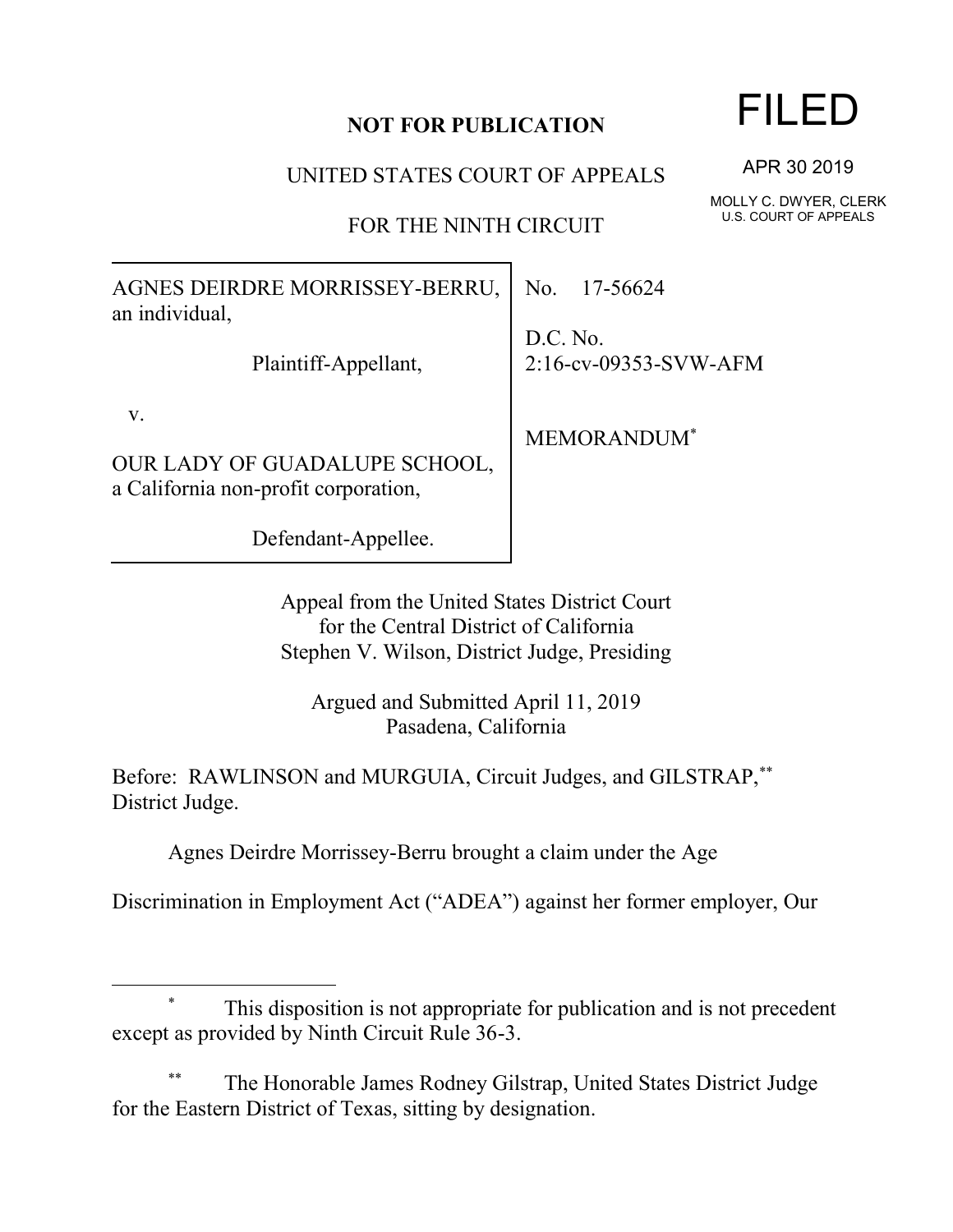**NOT FOR PUBLICATION**

UNITED STATES COURT OF APPEALS

FOR THE NINTH CIRCUIT

FILED

APR 30 2019

MOLLY C. DWYER, CLERK
U.S. COURT OF APPEALS

| | |
|---|---|
| AGNES DEIRDRE MORRISSEY-BERRU, an individual,<br><br>Plaintiff-Appellant,<br><br>v.<br><br>OUR LADY OF GUADALUPE SCHOOL, a California non-profit corporation,<br><br>Defendant-Appellee. | No. 17-56624<br><br>D.C. No. 2:16-cv-09353-SVW-AFM<br><br>MEMORANDUM* |

Appeal from the United States District Court
for the Central District of California
Stephen V. Wilson, District Judge, Presiding

Argued and Submitted April 11, 2019
Pasadena, California

Before: RAWLINSON and MURGUIA, Circuit Judges, and GILSTRAP,** District Judge.

Agnes Deirdre Morrissey-Berru brought a claim under the Age Discrimination in Employment Act ("ADEA") against her former employer, Our

---

\* This disposition is not appropriate for publication and is not precedent except as provided by Ninth Circuit Rule 36-3.

\*\* The Honorable James Rodney Gilstrap, United States District Judge for the Eastern District of Texas, sitting by designation.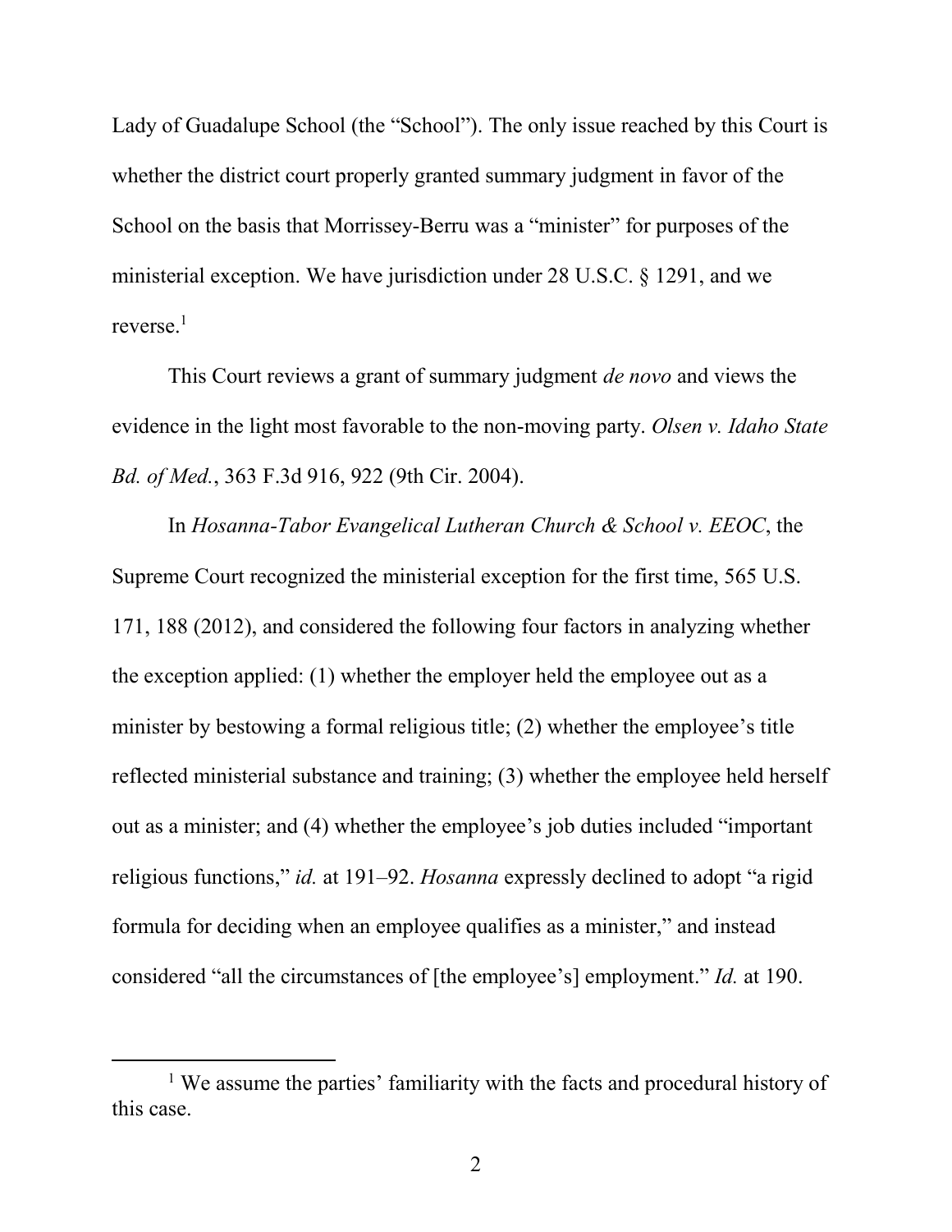Lady of Guadalupe School (the "School"). The only issue reached by this Court is whether the district court properly granted summary judgment in favor of the School on the basis that Morrissey-Berru was a "minister" for purposes of the ministerial exception. We have jurisdiction under 28 U.S.C. § 1291, and we reverse.[1]

This Court reviews a grant of summary judgment *de novo* and views the evidence in the light most favorable to the non-moving party. *Olsen v. Idaho State Bd. of Med.*, 363 F.3d 916, 922 (9th Cir. 2004).

In *Hosanna-Tabor Evangelical Lutheran Church & School v. EEOC*, the Supreme Court recognized the ministerial exception for the first time, 565 U.S. 171, 188 (2012), and considered the following four factors in analyzing whether the exception applied: (1) whether the employer held the employee out as a minister by bestowing a formal religious title; (2) whether the employee's title reflected ministerial substance and training; (3) whether the employee held herself out as a minister; and (4) whether the employee's job duties included "important religious functions," *id.* at 191–92. *Hosanna* expressly declined to adopt "a rigid formula for deciding when an employee qualifies as a minister," and instead considered "all the circumstances of [the employee's] employment." *Id.* at 190.

[1] We assume the parties' familiarity with the facts and procedural history of this case.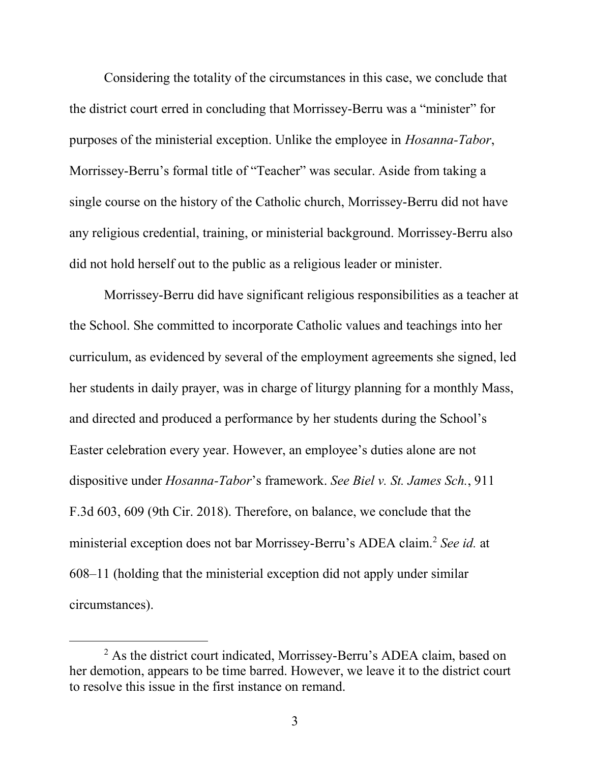Considering the totality of the circumstances in this case, we conclude that the district court erred in concluding that Morrissey-Berru was a "minister" for purposes of the ministerial exception. Unlike the employee in *Hosanna-Tabor*, Morrissey-Berru's formal title of "Teacher" was secular. Aside from taking a single course on the history of the Catholic church, Morrissey-Berru did not have any religious credential, training, or ministerial background. Morrissey-Berru also did not hold herself out to the public as a religious leader or minister.

Morrissey-Berru did have significant religious responsibilities as a teacher at the School. She committed to incorporate Catholic values and teachings into her curriculum, as evidenced by several of the employment agreements she signed, led her students in daily prayer, was in charge of liturgy planning for a monthly Mass, and directed and produced a performance by her students during the School's Easter celebration every year. However, an employee's duties alone are not dispositive under *Hosanna-Tabor*'s framework. *See Biel v. St. James Sch.*, 911 F.3d 603, 609 (9th Cir. 2018). Therefore, on balance, we conclude that the ministerial exception does not bar Morrissey-Berru's ADEA claim.[2] *See id.* at 608–11 (holding that the ministerial exception did not apply under similar circumstances).

[2] As the district court indicated, Morrissey-Berru's ADEA claim, based on her demotion, appears to be time barred. However, we leave it to the district court to resolve this issue in the first instance on remand.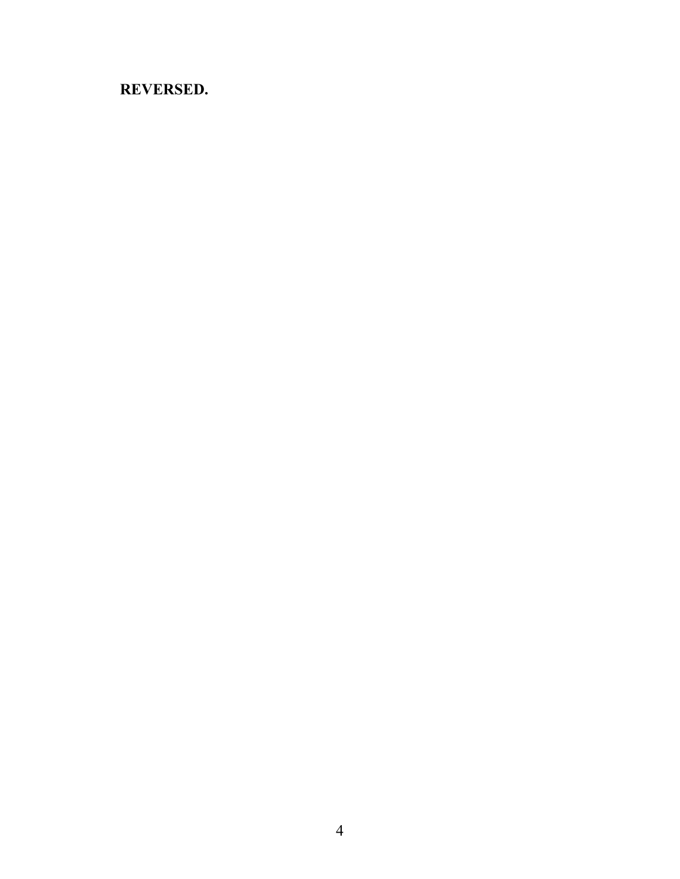**REVERSED.**